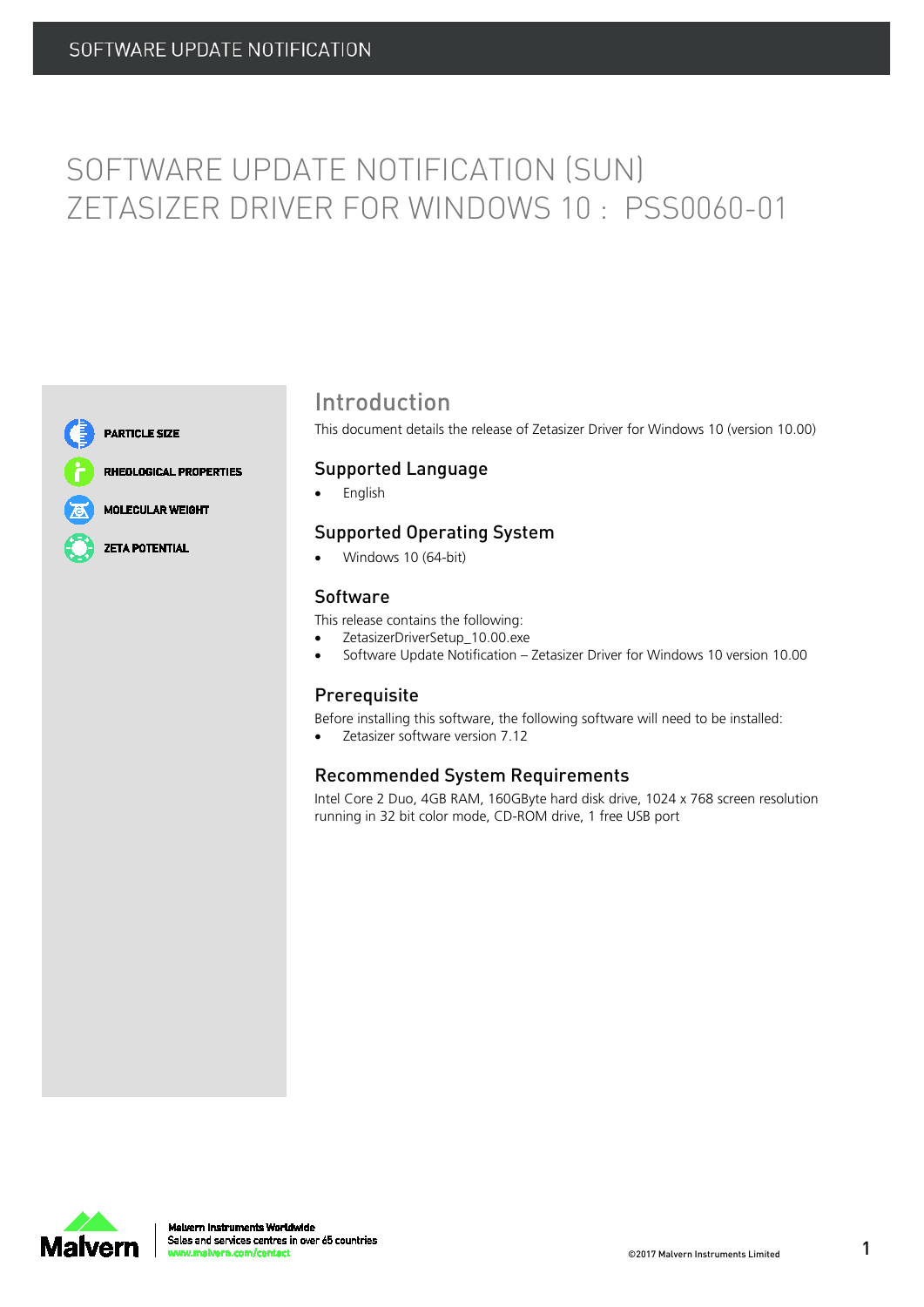# SOFTWARE UPDATE NOTIFICATION (SUN) ZETASIZER DRIVER FOR WINDOWS 10 : PSS0060-01

PARTICLE SIZE

RHEOLOGICAL PROPERTIES

MOLECULAR WEIGHT

ZETA POTENTIAL

## Introduction

This document details the release of Zetasizer Driver for Windows 10 (version 10.00)

### Supported Language

- English

### Supported Operating System

- Windows 10 (64-bit)

### Software

This release contains the following:

- ZetasizerDriverSetup_10.00.exe
- Software Update Notification – Zetasizer Driver for Windows 10 version 10.00

### Prerequisite

Before installing this software, the following software will need to be installed:

- Zetasizer software version 7.12

### Recommended System Requirements

Intel Core 2 Duo, 4GB RAM, 160GByte hard disk drive, 1024 x 768 screen resolution running in 32 bit color mode, CD-ROM drive, 1 free USB port

Malvern Instruments Worldwide
Sales and services centres in over 65 countries
www.malvern.com/contact

©2017 Malvern Instruments Limited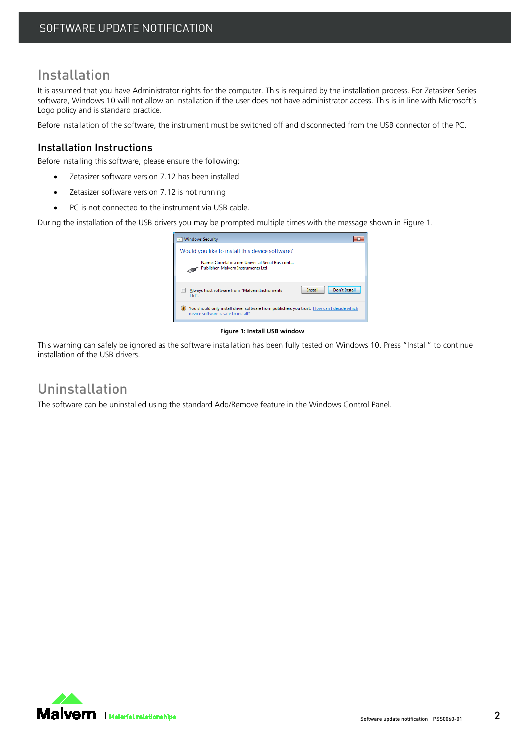## Installation

It is assumed that you have Administrator rights for the computer. This is required by the installation process. For Zetasizer Series software, Windows 10 will not allow an installation if the user does not have administrator access. This is in line with Microsoft's Logo policy and is standard practice.

Before installation of the software, the instrument must be switched off and disconnected from the USB connector of the PC.

### Installation Instructions

Before installing this software, please ensure the following:

- Zetasizer software version 7.12 has been installed
- Zetasizer software version 7.12 is not running
- PC is not connected to the instrument via USB cable.

During the installation of the USB drivers you may be prompted multiple times with the message shown in Figure 1.

**Figure 1: Install USB window**

This warning can safely be ignored as the software installation has been fully tested on Windows 10. Press "Install" to continue installation of the USB drivers.

## Uninstallation

The software can be uninstalled using the standard Add/Remove feature in the Windows Control Panel.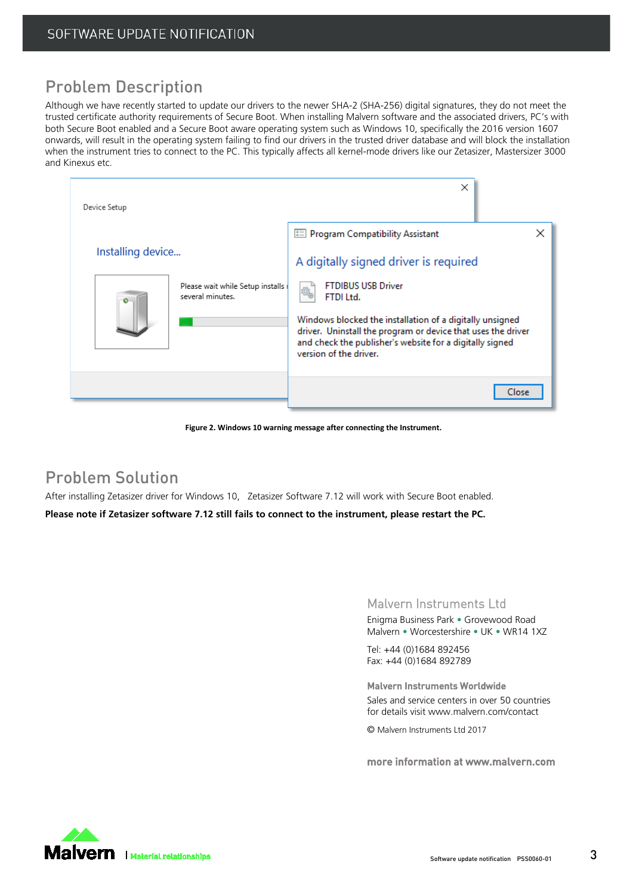## Problem Description

Although we have recently started to update our drivers to the newer SHA-2 (SHA-256) digital signatures, they do not meet the trusted certificate authority requirements of Secure Boot. When installing Malvern software and the associated drivers, PC's with both Secure Boot enabled and a Secure Boot aware operating system such as Windows 10, specifically the 2016 version 1607 onwards, will result in the operating system failing to find our drivers in the trusted driver database and will block the installation when the instrument tries to connect to the PC. This typically affects all kernel-mode drivers like our Zetasizer, Mastersizer 3000 and Kinexus etc.

Device Setup

Installing device...

Please wait while Setup installs several minutes.

Program Compatibility Assistant

A digitally signed driver is required

FTDIBUS USB Driver
FTDI Ltd.

Windows blocked the installation of a digitally unsigned driver. Uninstall the program or device that uses the driver and check the publisher's website for a digitally signed version of the driver.

Close

**Figure 2. Windows 10 warning message after connecting the Instrument.**

## Problem Solution

After installing Zetasizer driver for Windows 10, Zetasizer Software 7.12 will work with Secure Boot enabled.

**Please note if Zetasizer software 7.12 still fails to connect to the instrument, please restart the PC.**

Malvern Instruments Ltd

Enigma Business Park • Grovewood Road
Malvern • Worcestershire • UK • WR14 1XZ

Tel: +44 (0)1684 892456
Fax: +44 (0)1684 892789

**Malvern Instruments Worldwide**

Sales and service centers in over 50 countries for details visit www.malvern.com/contact

© Malvern Instruments Ltd 2017

**more information at www.malvern.com**

Malvern | Material relationships

Software update notification PSS0060-01